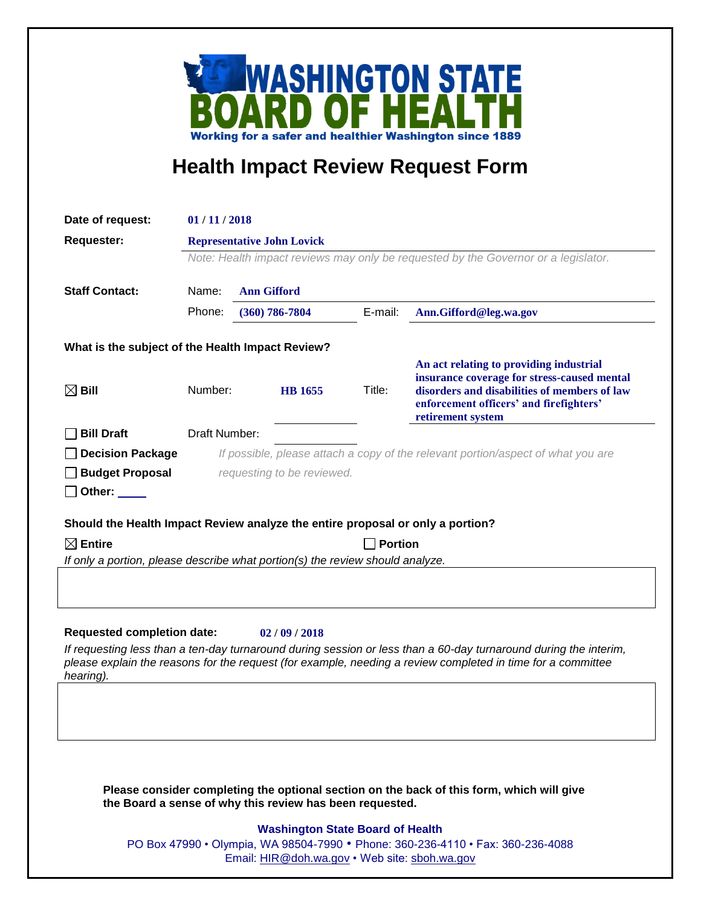# WASHINGTON STATE BOARD OF HEALTH

Working for a safer and healthier Washington since 1889

## Health Impact Review Request Form

**Date of request:** 01 / 11 / 2018

**Requester:** Representative John Lovick

*Note: Health impact reviews may only be requested by the Governor or a legislator.*

**Staff Contact:**

Name: Ann Gifford

Phone: (360) 786-7804 E-mail: Ann.Gifford@leg.wa.gov

**What is the subject of the Health Impact Review?**

☒ **Bill** Number: HB 1655 Title: An act relating to providing industrial insurance coverage for stress-caused mental disorders and disabilities of members of law enforcement officers' and firefighters' retirement system

☐ **Bill Draft** Draft Number:

☐ **Decision Package** *If possible, please attach a copy of the relevant portion/aspect of what you are*

☐ **Budget Proposal** *requesting to be reviewed.*

☐ **Other:** ____

**Should the Health Impact Review analyze the entire proposal or only a portion?**

☒ **Entire** ☐ **Portion**

*If only a portion, please describe what portion(s) the review should analyze.*

**Requested completion date:** 02 / 09 / 2018

*If requesting less than a ten-day turnaround during session or less than a 60-day turnaround during the interim, please explain the reasons for the request (for example, needing a review completed in time for a committee hearing).*

**Please consider completing the optional section on the back of this form, which will give the Board a sense of why this review has been requested.**

**Washington State Board of Health**

PO Box 47990 • Olympia, WA 98504-7990 • Phone: 360-236-4110 • Fax: 360-236-4088

Email: HIR@doh.wa.gov • Web site: sboh.wa.gov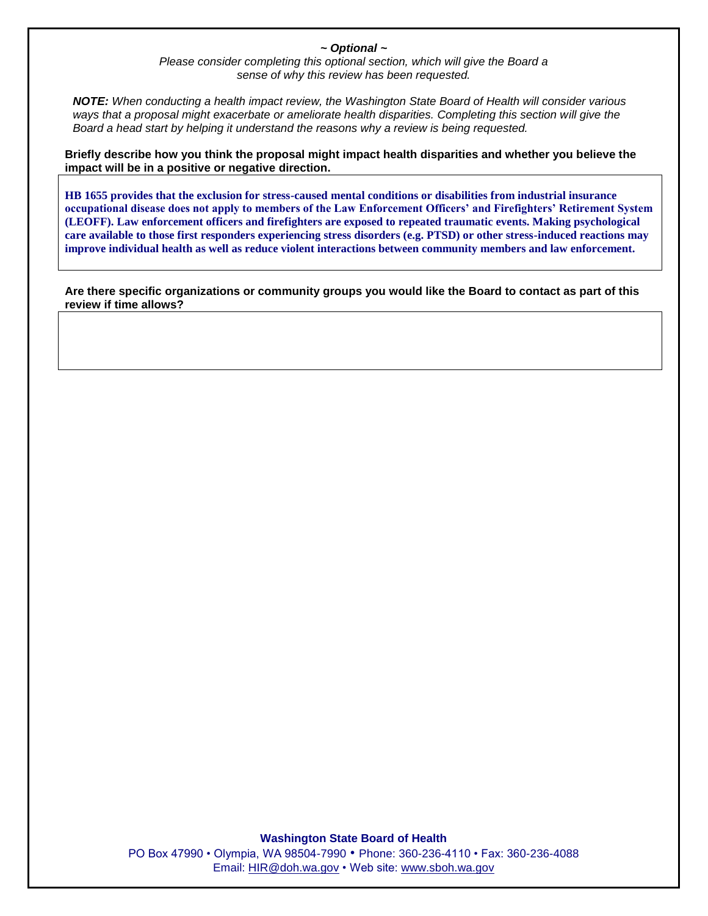***~ Optional ~***

*Please consider completing this optional section, which will give the Board a sense of why this review has been requested.*

***NOTE:*** *When conducting a health impact review, the Washington State Board of Health will consider various ways that a proposal might exacerbate or ameliorate health disparities. Completing this section will give the Board a head start by helping it understand the reasons why a review is being requested.*

**Briefly describe how you think the proposal might impact health disparities and whether you believe the impact will be in a positive or negative direction.**

**HB 1655 provides that the exclusion for stress-caused mental conditions or disabilities from industrial insurance occupational disease does not apply to members of the Law Enforcement Officers' and Firefighters' Retirement System (LEOFF). Law enforcement officers and firefighters are exposed to repeated traumatic events. Making psychological care available to those first responders experiencing stress disorders (e.g. PTSD) or other stress-induced reactions may improve individual health as well as reduce violent interactions between community members and law enforcement.**

**Are there specific organizations or community groups you would like the Board to contact as part of this review if time allows?**

**Washington State Board of Health**

PO Box 47990 • Olympia, WA 98504-7990 • Phone: 360-236-4110 • Fax: 360-236-4088
Email: HIR@doh.wa.gov • Web site: www.sboh.wa.gov